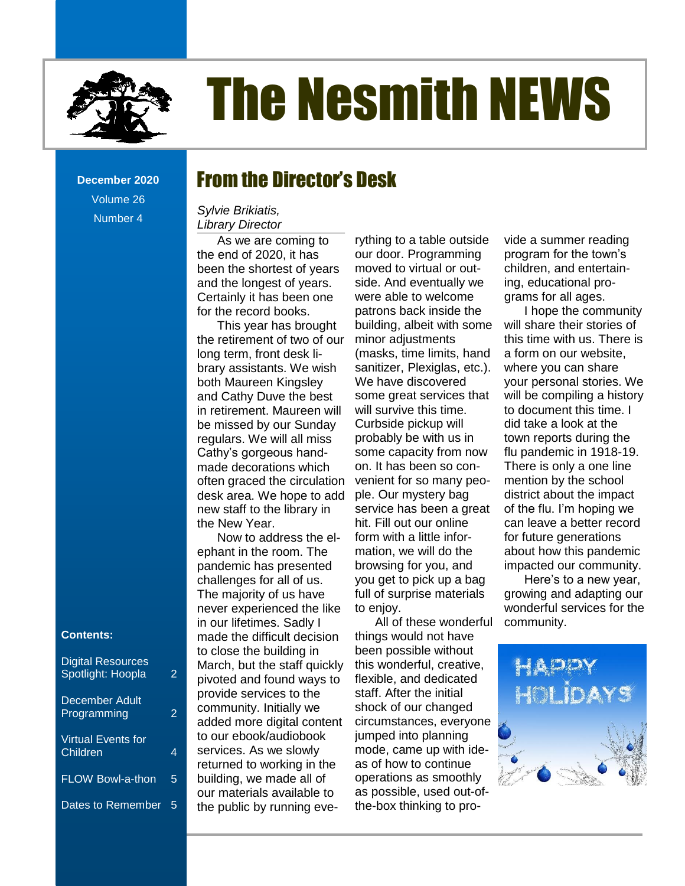# The Nesmith NEWS

**December 2020**
Volume 26
Number 4

## From the Director's Desk

*Sylvie Brikiatis, Library Director*

As we are coming to the end of 2020, it has been the shortest of years and the longest of years. Certainly it has been one for the record books.

This year has brought the retirement of two of our long term, front desk library assistants. We wish both Maureen Kingsley and Cathy Duve the best in retirement. Maureen will be missed by our Sunday regulars. We will all miss Cathy's gorgeous handmade decorations which often graced the circulation desk area. We hope to add new staff to the library in the New Year.

Now to address the elephant in the room. The pandemic has presented challenges for all of us. The majority of us have never experienced the like in our lifetimes. Sadly I made the difficult decision to close the building in March, but the staff quickly pivoted and found ways to provide services to the community. Initially we added more digital content to our ebook/audiobook services. As we slowly returned to working in the building, we made all of our materials available to the public by running everything to a table outside our door. Programming moved to virtual or outside. And eventually we were able to welcome patrons back inside the building, albeit with some minor adjustments (masks, time limits, hand sanitizer, Plexiglas, etc.). We have discovered some great services that will survive this time. Curbside pickup will probably be with us in some capacity from now on. It has been so convenient for so many people. Our mystery bag service has been a great hit. Fill out our online form with a little information, we will do the browsing for you, and you get to pick up a bag full of surprise materials to enjoy.

All of these wonderful things would not have been possible without this wonderful, creative, flexible, and dedicated staff. After the initial shock of our changed circumstances, everyone jumped into planning mode, came up with ideas of how to continue operations as smoothly as possible, used out-of-the-box thinking to provide a summer reading program for the town's children, and entertaining, educational programs for all ages.

I hope the community will share their stories of this time with us. There is a form on our website, where you can share your personal stories. We will be compiling a history to document this time. I did take a look at the town reports during the flu pandemic in 1918-19. There is only a one line mention by the school district about the impact of the flu. I'm hoping we can leave a better record for future generations about how this pandemic impacted our community.

Here's to a new year, growing and adapting our wonderful services for the community.

HAPPY HOLIDAYS

**Contents:**

| | |
|---|---|
| Digital Resources Spotlight: Hoopla | 2 |
| December Adult Programming | 2 |
| Virtual Events for Children | 4 |
| FLOW Bowl-a-thon | 5 |
| Dates to Remember | 5 |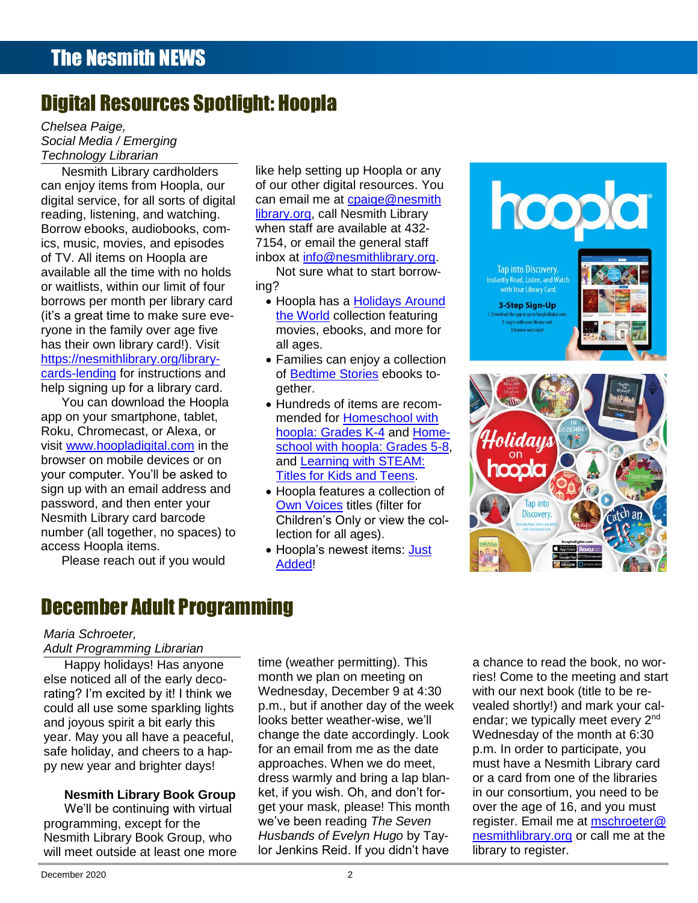# The Nesmith NEWS

## Digital Resources Spotlight: Hoopla

*Chelsea Paige,*
*Social Media / Emerging Technology Librarian*

Nesmith Library cardholders can enjoy items from Hoopla, our digital service, for all sorts of digital reading, listening, and watching. Borrow ebooks, audiobooks, comics, music, movies, and episodes of TV. All items on Hoopla are available all the time with no holds or waitlists, within our limit of four borrows per month per library card (it's a great time to make sure everyone in the family over age five has their own library card!). Visit https://nesmithlibrary.org/library-cards-lending for instructions and help signing up for a library card.

You can download the Hoopla app on your smartphone, tablet, Roku, Chromecast, or Alexa, or visit www.hoopladigital.com in the browser on mobile devices or on your computer. You'll be asked to sign up with an email address and password, and then enter your Nesmith Library card barcode number (all together, no spaces) to access Hoopla items.

Please reach out if you would like help setting up Hoopla or any of our other digital resources. You can email me at cpaige@nesmithlibrary.org, call Nesmith Library when staff are available at 432-7154, or email the general staff inbox at info@nesmithlibrary.org.

Not sure what to start borrowing?

- Hoopla has a Holidays Around the World collection featuring movies, ebooks, and more for all ages.
- Families can enjoy a collection of Bedtime Stories ebooks together.
- Hundreds of items are recommended for Homeschool with hoopla: Grades K-4 and Homeschool with hoopla: Grades 5-8, and Learning with STEAM: Titles for Kids and Teens.
- Hoopla features a collection of Own Voices titles (filter for Children's Only or view the collection for all ages).
- Hoopla's newest items: Just Added!

## December Adult Programming

*Maria Schroeter,*
*Adult Programming Librarian*

Happy holidays! Has anyone else noticed all of the early decorating? I'm excited by it! I think we could all use some sparkling lights and joyous spirit a bit early this year. May you all have a peaceful, safe holiday, and cheers to a happy new year and brighter days!

**Nesmith Library Book Group**

We'll be continuing with virtual programming, except for the Nesmith Library Book Group, who will meet outside at least one more time (weather permitting). This month we plan on meeting on Wednesday, December 9 at 4:30 p.m., but if another day of the week looks better weather-wise, we'll change the date accordingly. Look for an email from me as the date approaches. When we do meet, dress warmly and bring a lap blanket, if you wish. Oh, and don't forget your mask, please! This month we've been reading *The Seven Husbands of Evelyn Hugo* by Taylor Jenkins Reid. If you didn't have a chance to read the book, no worries! Come to the meeting and start with our next book (title to be revealed shortly!) and mark your calendar; we typically meet every 2nd Wednesday of the month at 6:30 p.m. In order to participate, you must have a Nesmith Library card or a card from one of the libraries in our consortium, you need to be over the age of 16, and you must register. Email me at mschroeter@nesmithlibrary.org or call me at the library to register.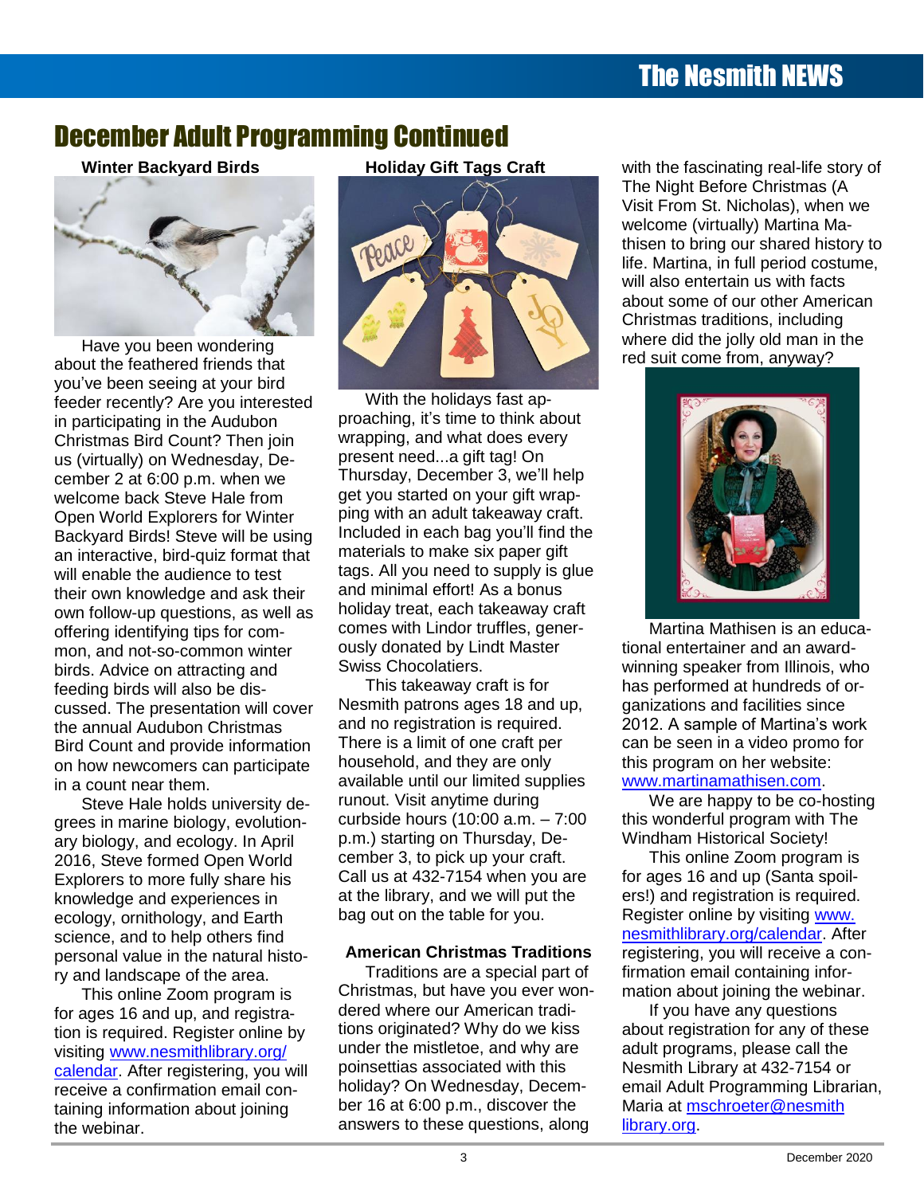# December Adult Programming Continued

### Winter Backyard Birds

Have you been wondering about the feathered friends that you've been seeing at your bird feeder recently? Are you interested in participating in the Audubon Christmas Bird Count? Then join us (virtually) on Wednesday, December 2 at 6:00 p.m. when we welcome back Steve Hale from Open World Explorers for Winter Backyard Birds! Steve will be using an interactive, bird-quiz format that will enable the audience to test their own knowledge and ask their own follow-up questions, as well as offering identifying tips for common, and not-so-common winter birds. Advice on attracting and feeding birds will also be discussed. The presentation will cover the annual Audubon Christmas Bird Count and provide information on how newcomers can participate in a count near them.

Steve Hale holds university degrees in marine biology, evolutionary biology, and ecology. In April 2016, Steve formed Open World Explorers to more fully share his knowledge and experiences in ecology, ornithology, and Earth science, and to help others find personal value in the natural history and landscape of the area.

This online Zoom program is for ages 16 and up, and registration is required. Register online by visiting www.nesmithlibrary.org/calendar. After registering, you will receive a confirmation email containing information about joining the webinar.

### Holiday Gift Tags Craft

With the holidays fast approaching, it's time to think about wrapping, and what does every present need...a gift tag! On Thursday, December 3, we'll help get you started on your gift wrapping with an adult takeaway craft. Included in each bag you'll find the materials to make six paper gift tags. All you need to supply is glue and minimal effort! As a bonus holiday treat, each takeaway craft comes with Lindor truffles, generously donated by Lindt Master Swiss Chocolatiers.

This takeaway craft is for Nesmith patrons ages 18 and up, and no registration is required. There is a limit of one craft per household, and they are only available until our limited supplies runout. Visit anytime during curbside hours (10:00 a.m. – 7:00 p.m.) starting on Thursday, December 3, to pick up your craft. Call us at 432-7154 when you are at the library, and we will put the bag out on the table for you.

### American Christmas Traditions

Traditions are a special part of Christmas, but have you ever wondered where our American traditions originated? Why do we kiss under the mistletoe, and why are poinsettias associated with this holiday? On Wednesday, December 16 at 6:00 p.m., discover the answers to these questions, along with the fascinating real-life story of The Night Before Christmas (A Visit From St. Nicholas), when we welcome (virtually) Martina Mathisen to bring our shared history to life. Martina, in full period costume, will also entertain us with facts about some of our other American Christmas traditions, including where did the jolly old man in the red suit come from, anyway?

Martina Mathisen is an educational entertainer and an award-winning speaker from Illinois, who has performed at hundreds of organizations and facilities since 2012. A sample of Martina's work can be seen in a video promo for this program on her website: www.martinamathisen.com.

We are happy to be co-hosting this wonderful program with The Windham Historical Society!

This online Zoom program is for ages 16 and up (Santa spoilers!) and registration is required. Register online by visiting www.nesmithlibrary.org/calendar. After registering, you will receive a confirmation email containing information about joining the webinar.

If you have any questions about registration for any of these adult programs, please call the Nesmith Library at 432-7154 or email Adult Programming Librarian, Maria at mschroeter@nesmithlibrary.org.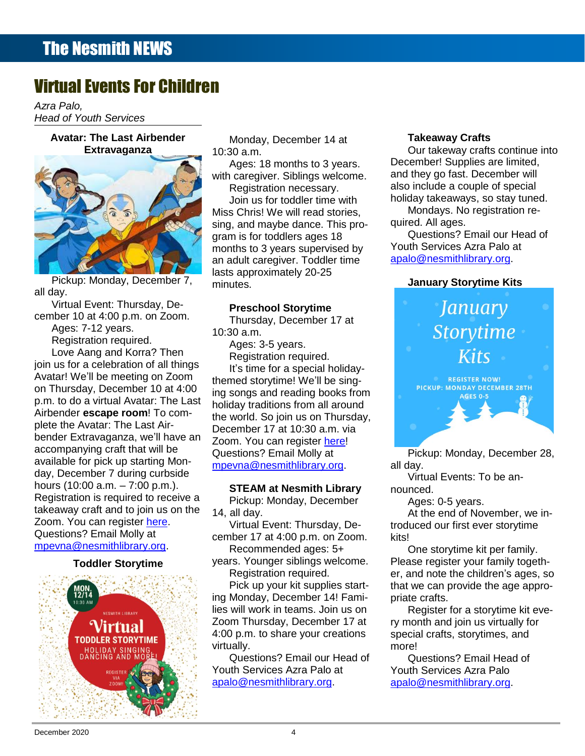# Virtual Events For Children

*Azra Palo,*
*Head of Youth Services*

### Avatar: The Last Airbender Extravaganza

Pickup: Monday, December 7, all day.

Virtual Event: Thursday, December 10 at 4:00 p.m. on Zoom.

Ages: 7-12 years.

Registration required.

Love Aang and Korra? Then join us for a celebration of all things Avatar! We'll be meeting on Zoom on Thursday, December 10 at 4:00 p.m. to do a virtual Avatar: The Last Airbender **escape room**! To complete the Avatar: The Last Airbender Extravaganza, we'll have an accompanying craft that will be available for pick up starting Monday, December 7 during curbside hours (10:00 a.m. – 7:00 p.m.). Registration is required to receive a takeaway craft and to join us on the Zoom. You can register here. Questions? Email Molly at mpevna@nesmithlibrary.org.

### Toddler Storytime

Monday, December 14 at 10:30 a.m.

Ages: 18 months to 3 years. with caregiver. Siblings welcome.

Registration necessary.

Join us for toddler time with Miss Chris! We will read stories, sing, and maybe dance. This program is for toddlers ages 18 months to 3 years supervised by an adult caregiver. Toddler time lasts approximately 20-25 minutes.

### Preschool Storytime

Thursday, December 17 at 10:30 a.m.

Ages: 3-5 years.

Registration required.

It's time for a special holiday-themed storytime! We'll be singing songs and reading books from holiday traditions from all around the world. So join us on Thursday, December 17 at 10:30 a.m. via Zoom. You can register here! Questions? Email Molly at mpevna@nesmithlibrary.org.

### STEAM at Nesmith Library

Pickup: Monday, December 14, all day.

Virtual Event: Thursday, December 17 at 4:00 p.m. on Zoom.

Recommended ages: 5+ years. Younger siblings welcome.

Registration required.

Pick up your kit supplies starting Monday, December 14! Families will work in teams. Join us on Zoom Thursday, December 17 at 4:00 p.m. to share your creations virtually.

Questions? Email our Head of Youth Services Azra Palo at apalo@nesmithlibrary.org.

### Takeaway Crafts

Our takeaway crafts continue into December! Supplies are limited, and they go fast. December will also include a couple of special holiday takeaways, so stay tuned.

Mondays. No registration required. All ages.

Questions? Email our Head of Youth Services Azra Palo at apalo@nesmithlibrary.org.

### January Storytime Kits

Pickup: Monday, December 28, all day.

Virtual Events: To be announced.

Ages: 0-5 years.

At the end of November, we introduced our first ever storytime kits!

One storytime kit per family. Please register your family together, and note the children's ages, so that we can provide the age appropriate crafts.

Register for a storytime kit every month and join us virtually for special crafts, storytimes, and more!

Questions? Email Head of Youth Services Azra Palo apalo@nesmithlibrary.org.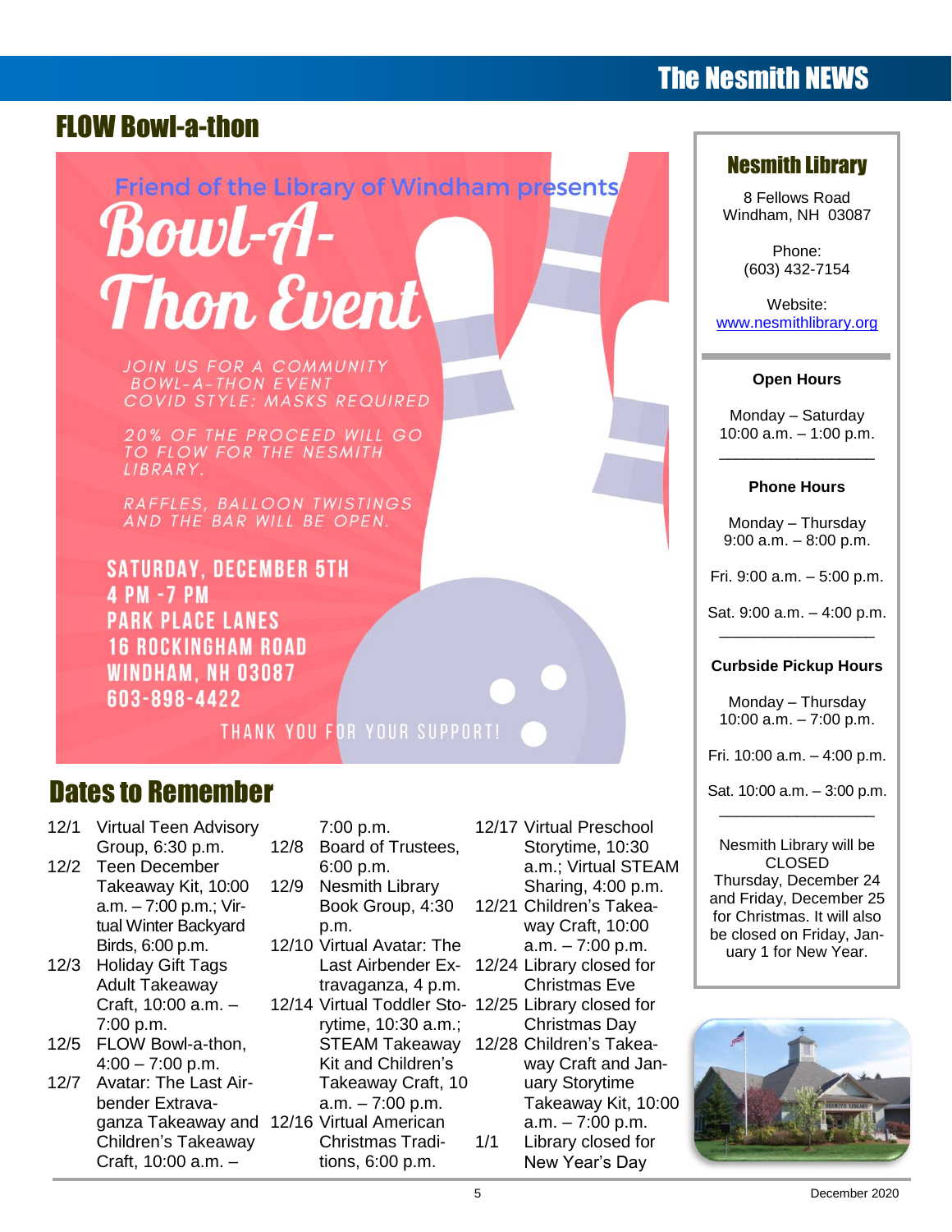## FLOW Bowl-a-thon

Friend of the Library of Windham presents

# Bowl-A-Thon Event

JOIN US FOR A COMMUNITY BOWL-A-THON EVENT
COVID STYLE: MASKS REQUIRED

20% OF THE PROCEED WILL GO TO FLOW FOR THE NESMITH LIBRARY.

RAFFLES, BALLOON TWISTINGS AND THE BAR WILL BE OPEN.

**SATURDAY, DECEMBER 5TH**
**4 PM -7 PM**
**PARK PLACE LANES**
**16 ROCKINGHAM ROAD**
**WINDHAM, NH 03087**
**603-898-4422**

THANK YOU FOR YOUR SUPPORT!

## Dates to Remember

- 12/1 Virtual Teen Advisory Group, 6:30 p.m.
- 12/2 Teen December Takeaway Kit, 10:00 a.m. – 7:00 p.m.; Virtual Winter Backyard Birds, 6:00 p.m.
- 12/3 Holiday Gift Tags Adult Takeaway Craft, 10:00 a.m. – 7:00 p.m.
- 12/5 FLOW Bowl-a-thon, 4:00 – 7:00 p.m.
- 12/7 Avatar: The Last Airbender Extravaganza Takeaway and Children's Takeaway Craft, 10:00 a.m. – 7:00 p.m.
- 12/8 Board of Trustees, 6:00 p.m.
- 12/9 Nesmith Library Book Group, 4:30 p.m.
- 12/10 Virtual Avatar: The Last Airbender Extravaganza, 4 p.m.
- 12/14 Virtual Toddler Storytime, 10:30 a.m.; STEAM Takeaway Kit and Children's Takeaway Craft, 10 a.m. – 7:00 p.m.
- 12/16 Virtual American Christmas Traditions, 6:00 p.m.
- 12/17 Virtual Preschool Storytime, 10:30 a.m.; Virtual STEAM Sharing, 4:00 p.m.
- 12/21 Children's Takeaway Craft, 10:00 a.m. – 7:00 p.m.
- 12/24 Library closed for Christmas Eve
- 12/25 Library closed for Christmas Day
- 12/28 Children's Takeaway Craft and January Storytime Takeaway Kit, 10:00 a.m. – 7:00 p.m.
- 1/1 Library closed for New Year's Day

## Nesmith Library

8 Fellows Road
Windham, NH 03087

Phone:
(603) 432-7154

Website:
www.nesmithlibrary.org

**Open Hours**

Monday – Saturday
10:00 a.m. – 1:00 p.m.

**Phone Hours**

Monday – Thursday
9:00 a.m. – 8:00 p.m.

Fri. 9:00 a.m. – 5:00 p.m.

Sat. 9:00 a.m. – 4:00 p.m.

**Curbside Pickup Hours**

Monday – Thursday
10:00 a.m. – 7:00 p.m.

Fri. 10:00 a.m. – 4:00 p.m.

Sat. 10:00 a.m. – 3:00 p.m.

Nesmith Library will be CLOSED Thursday, December 24 and Friday, December 25 for Christmas. It will also be closed on Friday, January 1 for New Year.